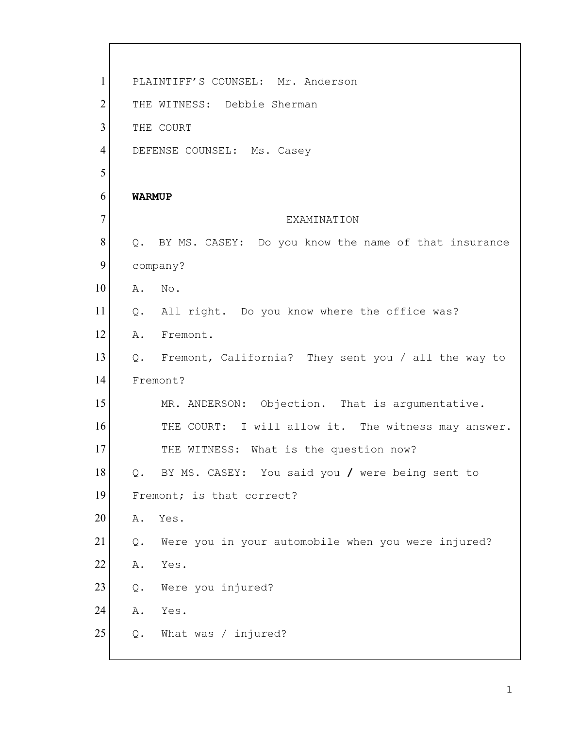PLAINTIFF'S COUNSEL: Mr. Anderson

THE WITNESS: Debbie Sherman

THE COURT

DEFENSE COUNSEL: Ms. Casey

**WARMUP**

EXAMINATION

Q. BY MS. CASEY: Do you know the name of that insurance company?

A. No.

Q. All right. Do you know where the office was?

A. Fremont.

Q. Fremont, California? They sent you / all the way to Fremont?

MR. ANDERSON: Objection. That is argumentative.

THE COURT: I will allow it. The witness may answer.

THE WITNESS: What is the question now?

Q. BY MS. CASEY: You said you **/** were being sent to Fremont; is that correct?

A. Yes.

Q. Were you in your automobile when you were injured?

A. Yes.

Q. Were you injured?

A. Yes.

Q. What was / injured?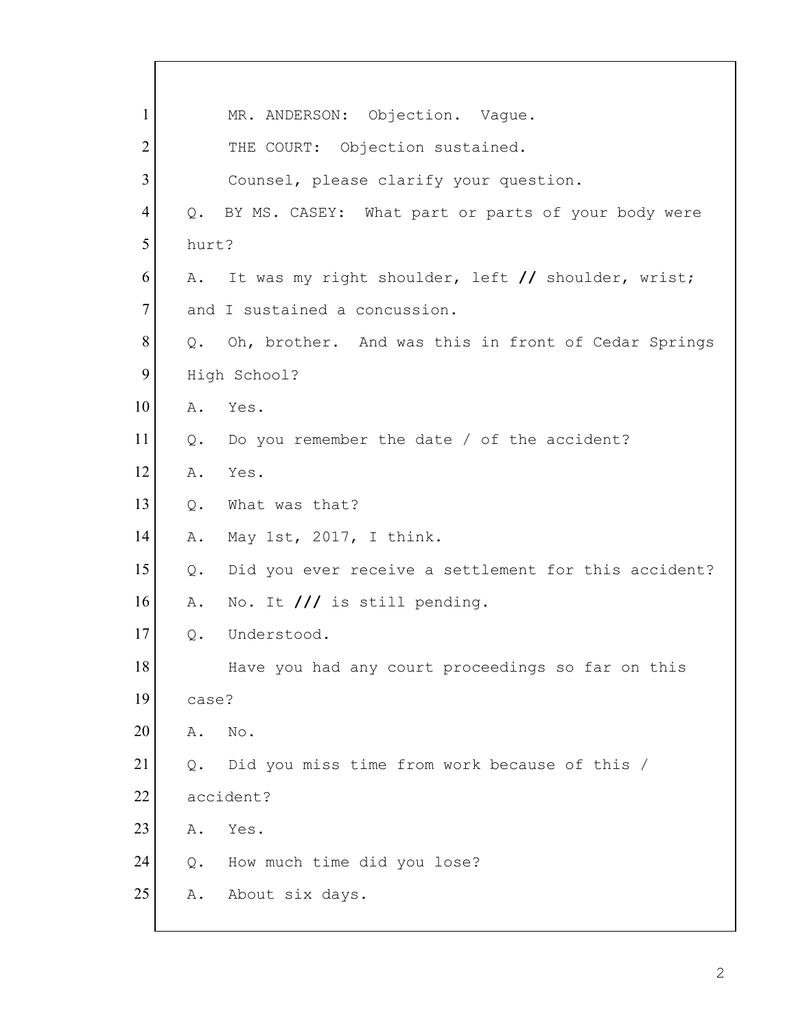MR. ANDERSON: Objection. Vague.

THE COURT: Objection sustained.

Counsel, please clarify your question.

Q. BY MS. CASEY: What part or parts of your body were hurt?

A. It was my right shoulder, left **//** shoulder, wrist; and I sustained a concussion.

Q. Oh, brother. And was this in front of Cedar Springs High School?

A. Yes.

Q. Do you remember the date / of the accident?

A. Yes.

Q. What was that?

A. May 1st, 2017, I think.

Q. Did you ever receive a settlement for this accident?

A. No. It **///** is still pending.

Q. Understood.

Have you had any court proceedings so far on this case?

A. No.

Q. Did you miss time from work because of this / accident?

A. Yes.

Q. How much time did you lose?

A. About six days.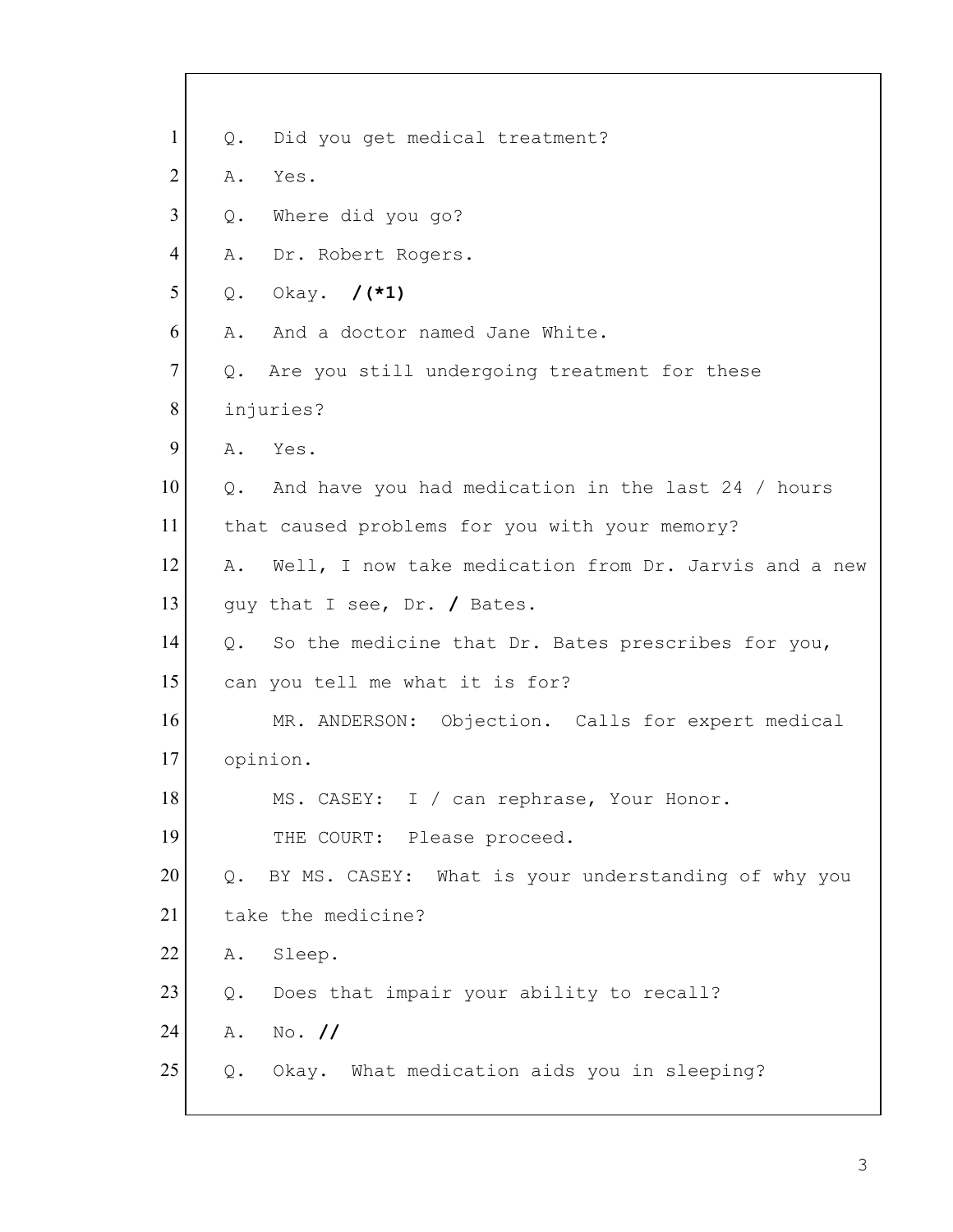1 Q. Did you get medical treatment?

2 A. Yes.

3 Q. Where did you go?

4 A. Dr. Robert Rogers.

5 Q. Okay. **/(*1)**

6 A. And a doctor named Jane White.

7 Q. Are you still undergoing treatment for these

8 injuries?

9 A. Yes.

10 Q. And have you had medication in the last 24 / hours

11 that caused problems for you with your memory?

12 A. Well, I now take medication from Dr. Jarvis and a new

13 guy that I see, Dr. **/** Bates.

14 Q. So the medicine that Dr. Bates prescribes for you,

15 can you tell me what it is for?

16 MR. ANDERSON: Objection. Calls for expert medical

17 opinion.

18 MS. CASEY: I / can rephrase, Your Honor.

19 THE COURT: Please proceed.

20 Q. BY MS. CASEY: What is your understanding of why you

21 take the medicine?

22 A. Sleep.

23 Q. Does that impair your ability to recall?

24 A. No. **//**

25 Q. Okay. What medication aids you in sleeping?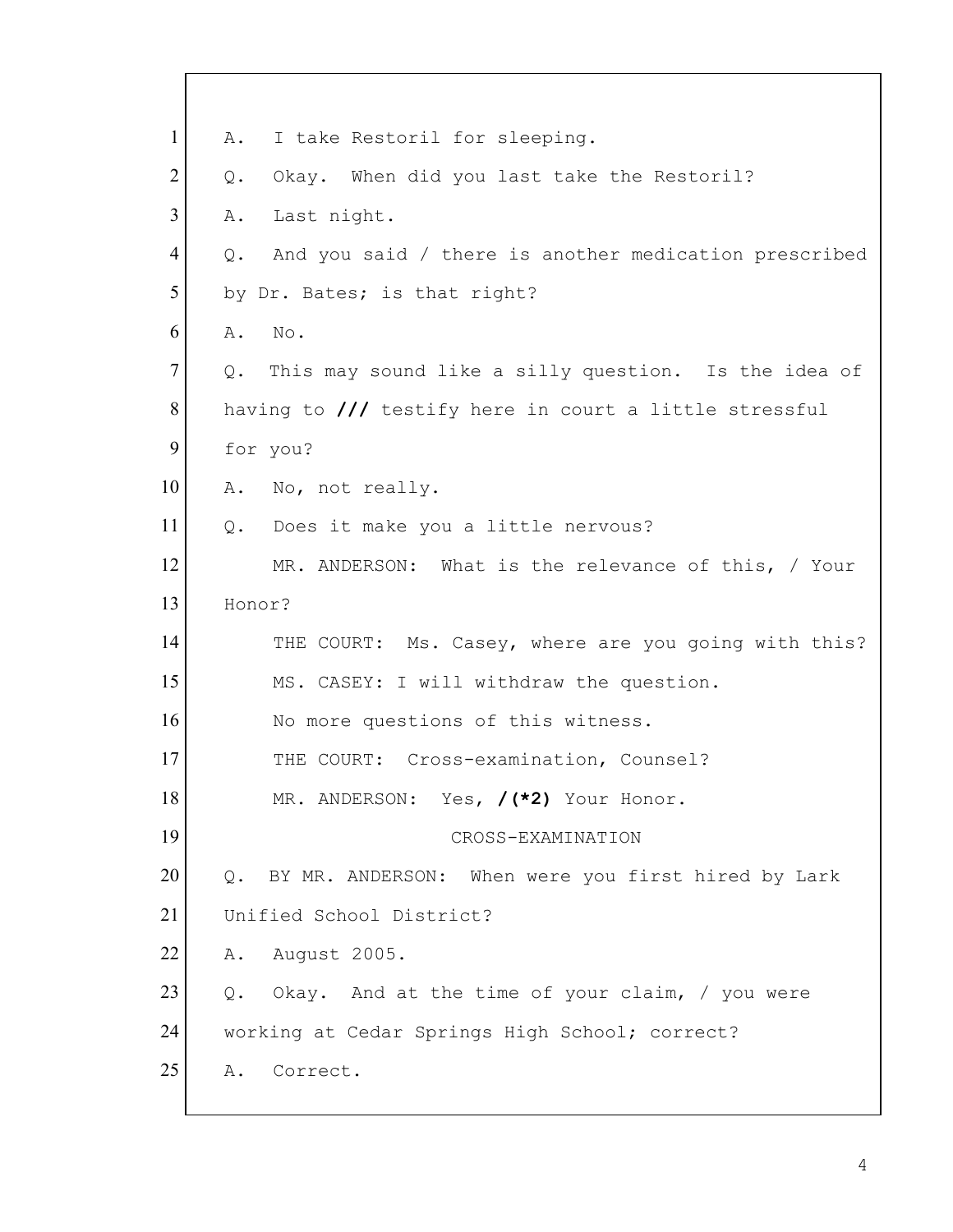1 A. I take Restoril for sleeping.

2 Q. Okay. When did you last take the Restoril?

3 A. Last night.

4 Q. And you said / there is another medication prescribed

5 by Dr. Bates; is that right?

6 A. No.

7 Q. This may sound like a silly question. Is the idea of

8 having to **///** testify here in court a little stressful

9 for you?

10 A. No, not really.

11 Q. Does it make you a little nervous?

12 MR. ANDERSON: What is the relevance of this, / Your

13 Honor?

14 THE COURT: Ms. Casey, where are you going with this?

15 MS. CASEY: I will withdraw the question.

16 No more questions of this witness.

17 THE COURT: Cross-examination, Counsel?

18 MR. ANDERSON: Yes, **/(*2)** Your Honor.

19 CROSS-EXAMINATION

20 Q. BY MR. ANDERSON: When were you first hired by Lark

21 Unified School District?

22 A. August 2005.

23 Q. Okay. And at the time of your claim, / you were

24 working at Cedar Springs High School; correct?

25 A. Correct.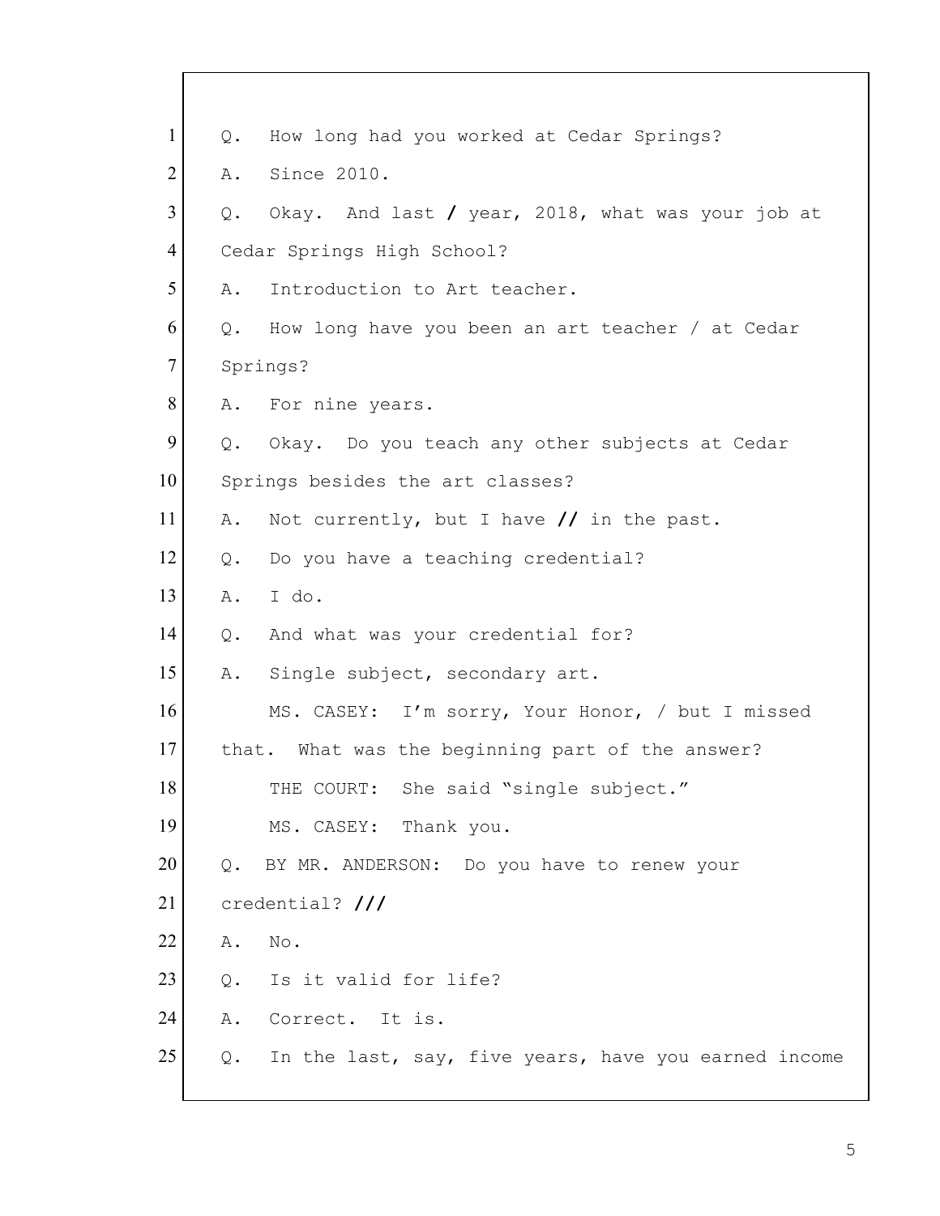1 Q. How long had you worked at Cedar Springs?

2 A. Since 2010.

3 Q. Okay. And last / year, 2018, what was your job at

4 Cedar Springs High School?

5 A. Introduction to Art teacher.

6 Q. How long have you been an art teacher / at Cedar

7 Springs?

8 A. For nine years.

9 Q. Okay. Do you teach any other subjects at Cedar

10 Springs besides the art classes?

11 A. Not currently, but I have // in the past.

12 Q. Do you have a teaching credential?

13 A. I do.

14 Q. And what was your credential for?

15 A. Single subject, secondary art.

16 MS. CASEY: I'm sorry, Your Honor, / but I missed

17 that. What was the beginning part of the answer?

18 THE COURT: She said "single subject."

19 MS. CASEY: Thank you.

20 Q. BY MR. ANDERSON: Do you have to renew your

21 credential? ///

22 A. No.

23 Q. Is it valid for life?

24 A. Correct. It is.

25 Q. In the last, say, five years, have you earned income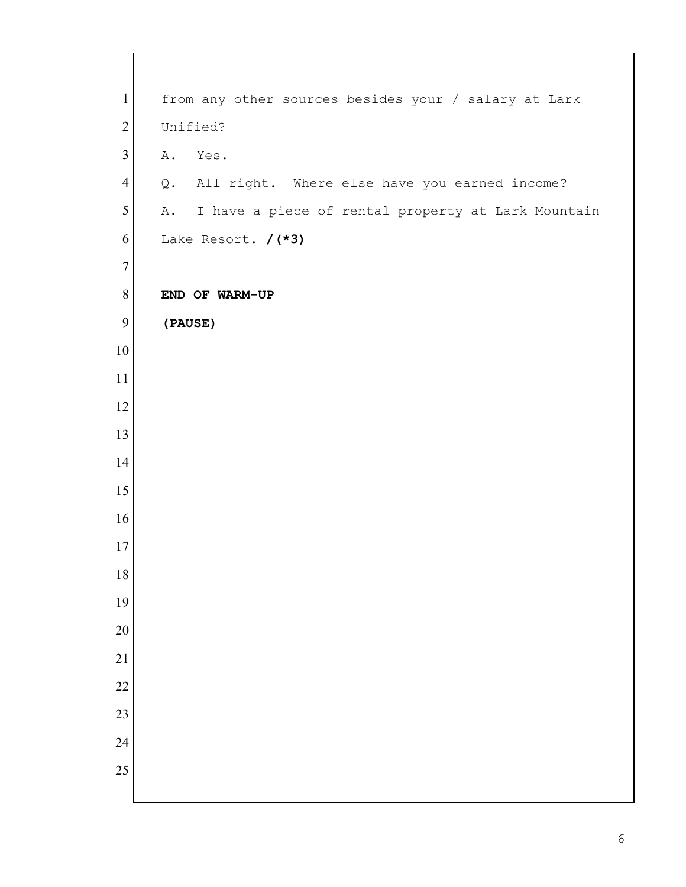from any other sources besides your / salary at Lark Unified?

A. Yes.

Q. All right. Where else have you earned income?

A. I have a piece of rental property at Lark Mountain Lake Resort. **/(*3)**

**END OF WARM-UP**

**(PAUSE)**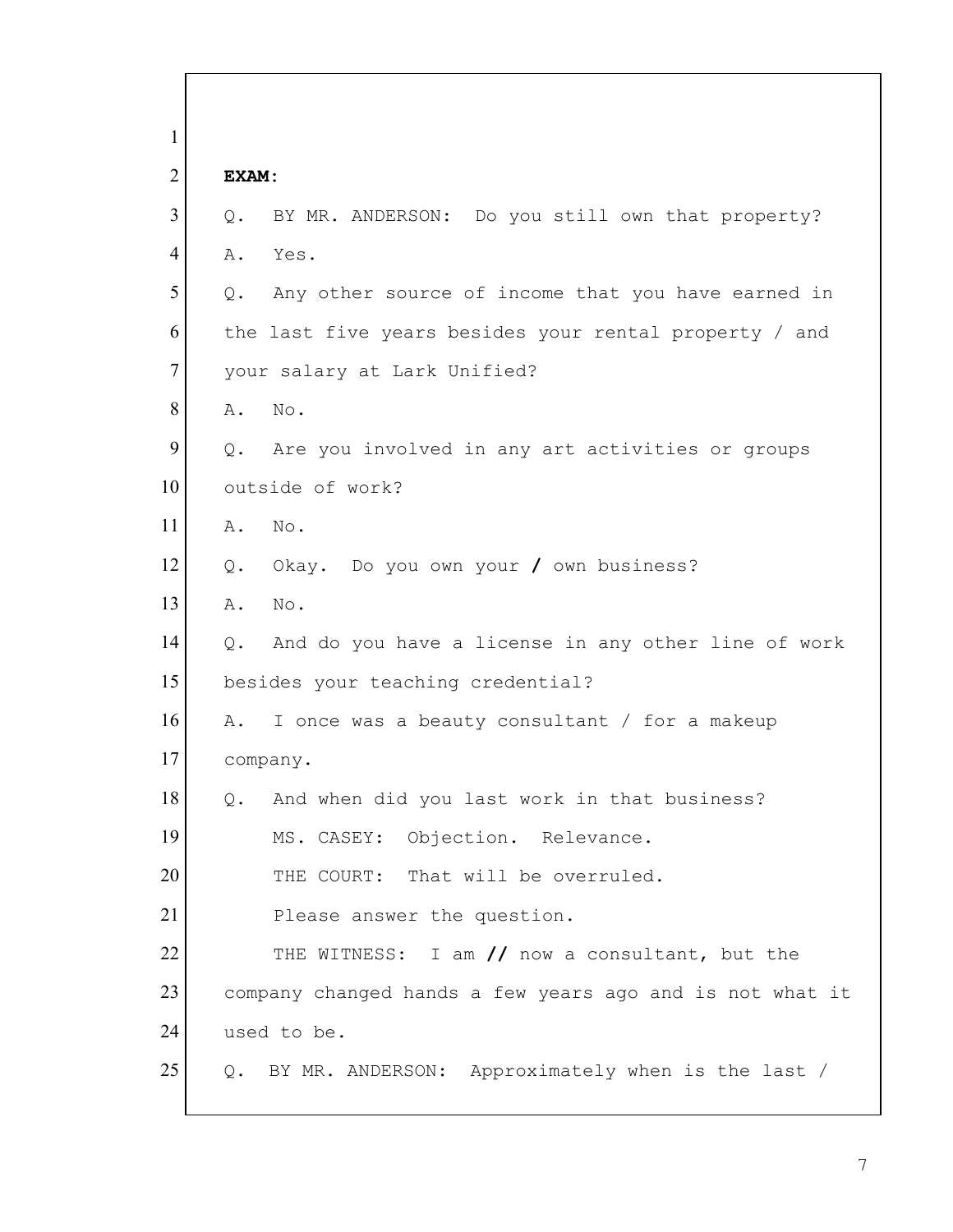**EXAM:**

Q. BY MR. ANDERSON: Do you still own that property?

A. Yes.

Q. Any other source of income that you have earned in the last five years besides your rental property / and your salary at Lark Unified?

A. No.

Q. Are you involved in any art activities or groups outside of work?

A. No.

Q. Okay. Do you own your **/** own business?

A. No.

Q. And do you have a license in any other line of work besides your teaching credential?

A. I once was a beauty consultant / for a makeup company.

Q. And when did you last work in that business?

MS. CASEY: Objection. Relevance.

THE COURT: That will be overruled.

Please answer the question.

THE WITNESS: I am **//** now a consultant, but the company changed hands a few years ago and is not what it used to be.

Q. BY MR. ANDERSON: Approximately when is the last /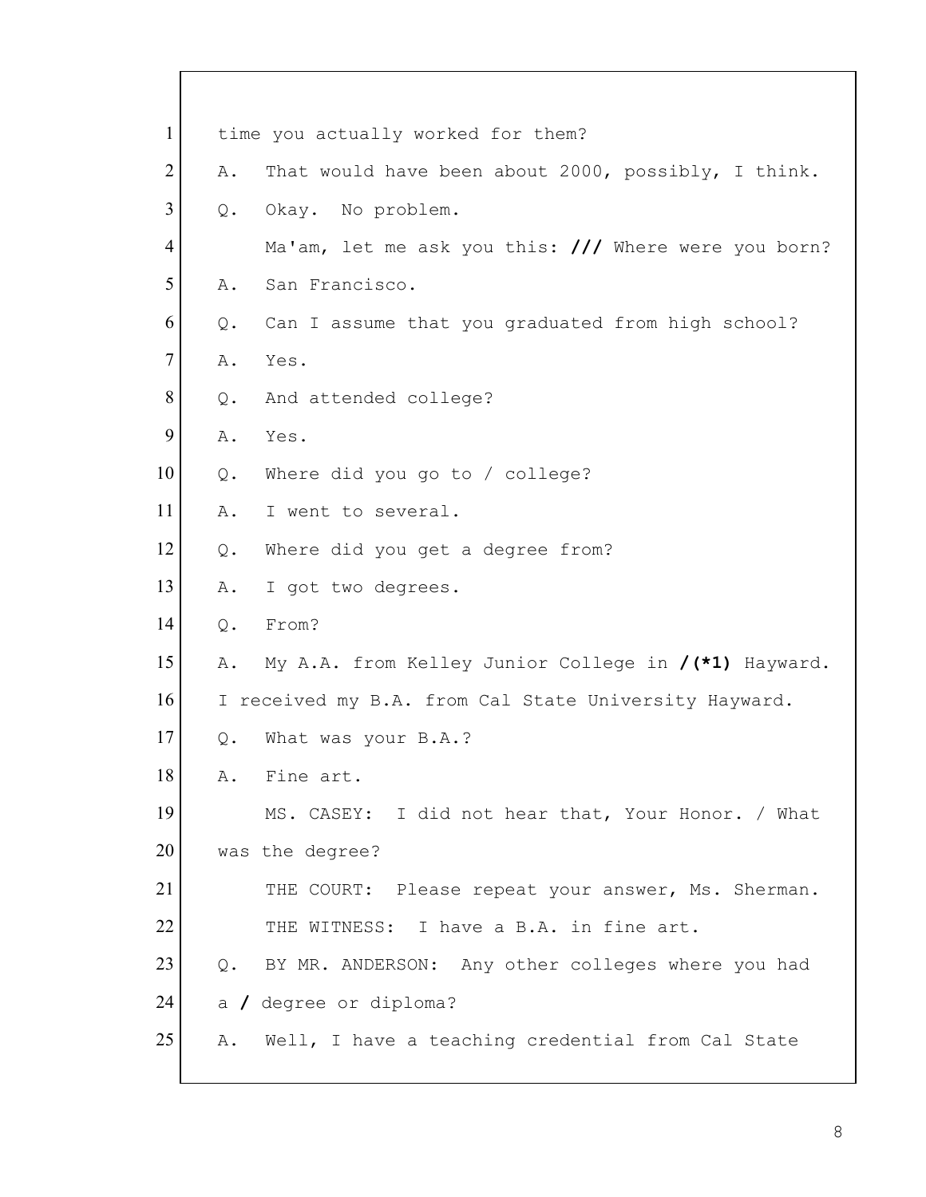1 time you actually worked for them?

2 A. That would have been about 2000, possibly, I think.

3 Q. Okay. No problem.

4 Ma'am, let me ask you this: **///** Where were you born?

5 A. San Francisco.

6 Q. Can I assume that you graduated from high school?

7 A. Yes.

8 Q. And attended college?

9 A. Yes.

10 Q. Where did you go to / college?

11 A. I went to several.

12 Q. Where did you get a degree from?

13 A. I got two degrees.

14 Q. From?

15 A. My A.A. from Kelley Junior College in **/(*1)** Hayward.

16 I received my B.A. from Cal State University Hayward.

17 Q. What was your B.A.?

18 A. Fine art.

19 MS. CASEY: I did not hear that, Your Honor. / What

20 was the degree?

21 THE COURT: Please repeat your answer, Ms. Sherman.

22 THE WITNESS: I have a B.A. in fine art.

23 Q. BY MR. ANDERSON: Any other colleges where you had

24 a **/** degree or diploma?

25 A. Well, I have a teaching credential from Cal State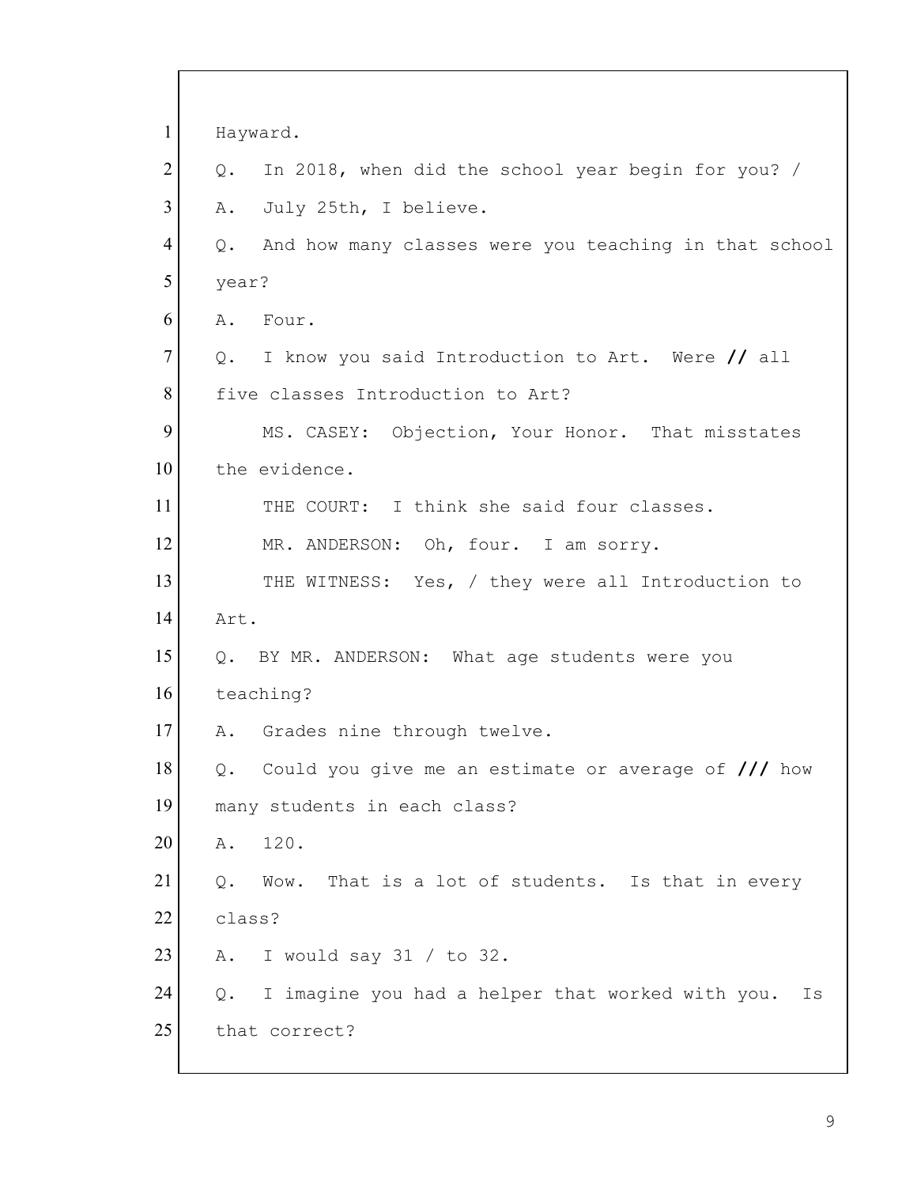1 Hayward.

2 Q. In 2018, when did the school year begin for you? /

3 A. July 25th, I believe.

4 Q. And how many classes were you teaching in that school

5 year?

6 A. Four.

7 Q. I know you said Introduction to Art. Were **//** all

8 five classes Introduction to Art?

9 MS. CASEY: Objection, Your Honor. That misstates

10 the evidence.

11 THE COURT: I think she said four classes.

12 MR. ANDERSON: Oh, four. I am sorry.

13 THE WITNESS: Yes, / they were all Introduction to

14 Art.

15 Q. BY MR. ANDERSON: What age students were you

16 teaching?

17 A. Grades nine through twelve.

18 Q. Could you give me an estimate or average of **///** how

19 many students in each class?

20 A. 120.

21 Q. Wow. That is a lot of students. Is that in every

22 class?

23 A. I would say 31 / to 32.

24 Q. I imagine you had a helper that worked with you. Is

25 that correct?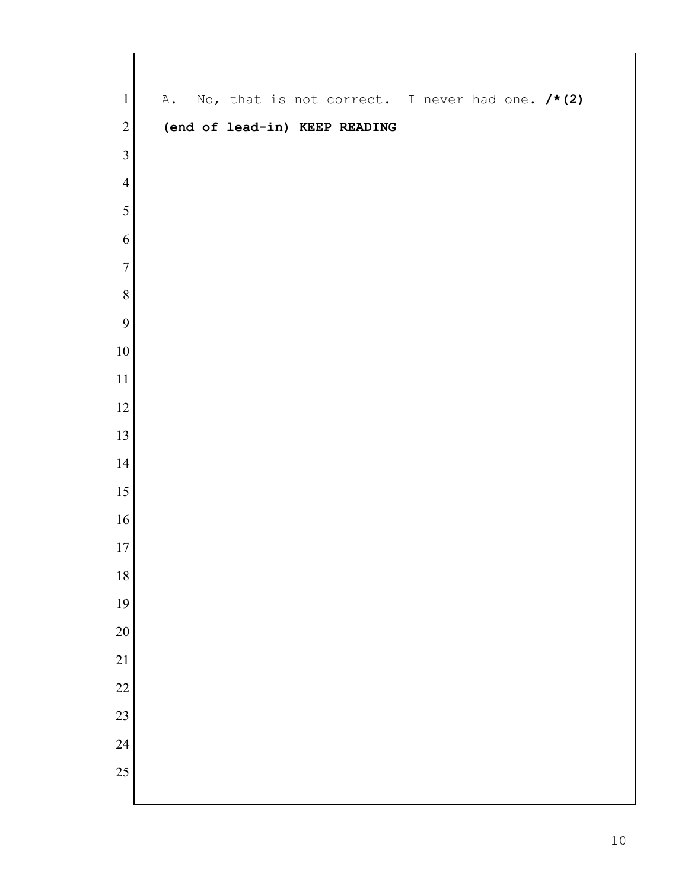A. No, that is not correct. I never had one. **/*(2) (end of lead-in) KEEP READING**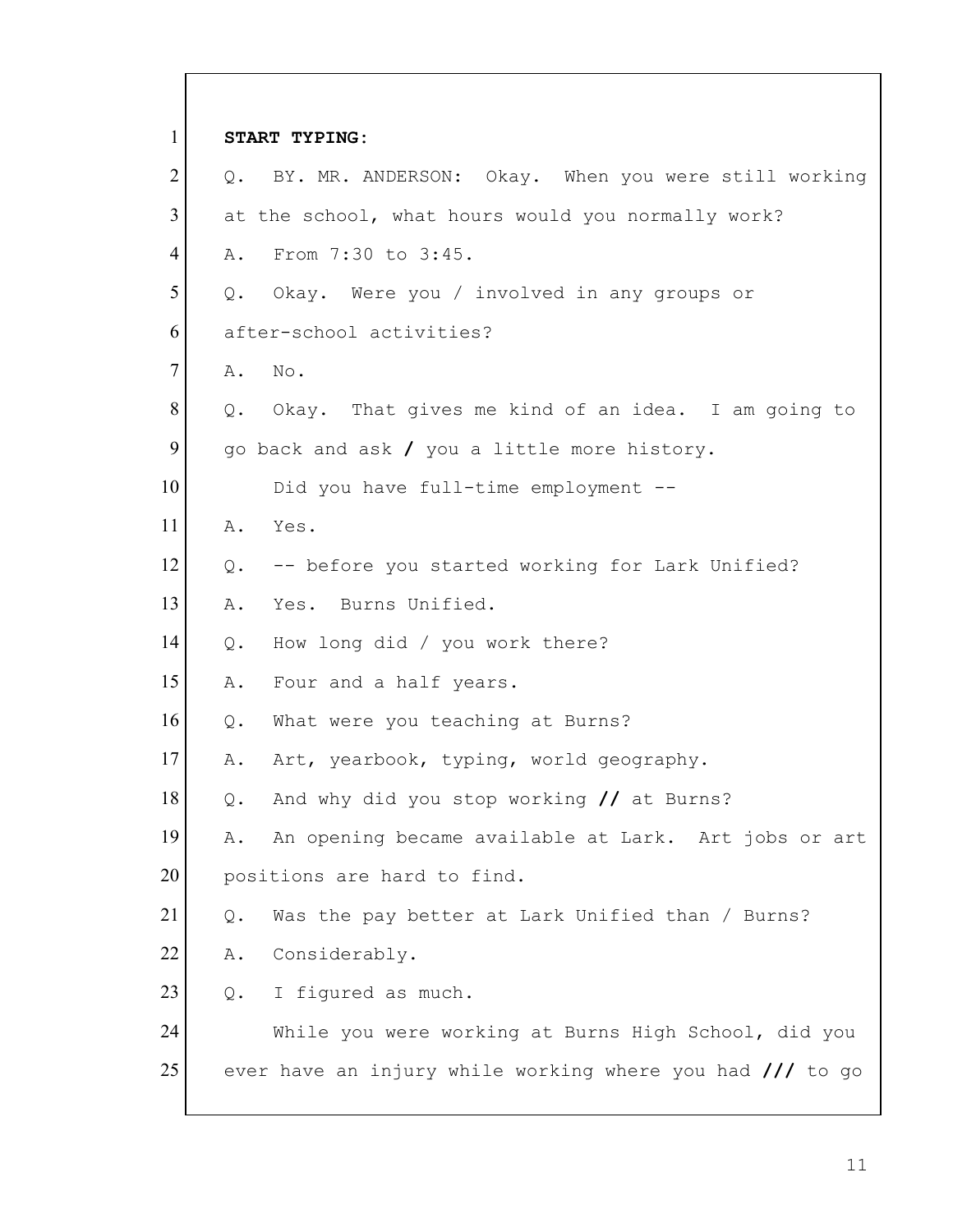**START TYPING:**

Q. BY. MR. ANDERSON: Okay. When you were still working at the school, what hours would you normally work?

A. From 7:30 to 3:45.

Q. Okay. Were you / involved in any groups or after-school activities?

A. No.

Q. Okay. That gives me kind of an idea. I am going to go back and ask **/** you a little more history.

Did you have full-time employment --

A. Yes.

Q. -- before you started working for Lark Unified?

A. Yes. Burns Unified.

Q. How long did / you work there?

A. Four and a half years.

Q. What were you teaching at Burns?

A. Art, yearbook, typing, world geography.

Q. And why did you stop working **//** at Burns?

A. An opening became available at Lark. Art jobs or art positions are hard to find.

Q. Was the pay better at Lark Unified than / Burns?

A. Considerably.

Q. I figured as much.

While you were working at Burns High School, did you ever have an injury while working where you had **///** to go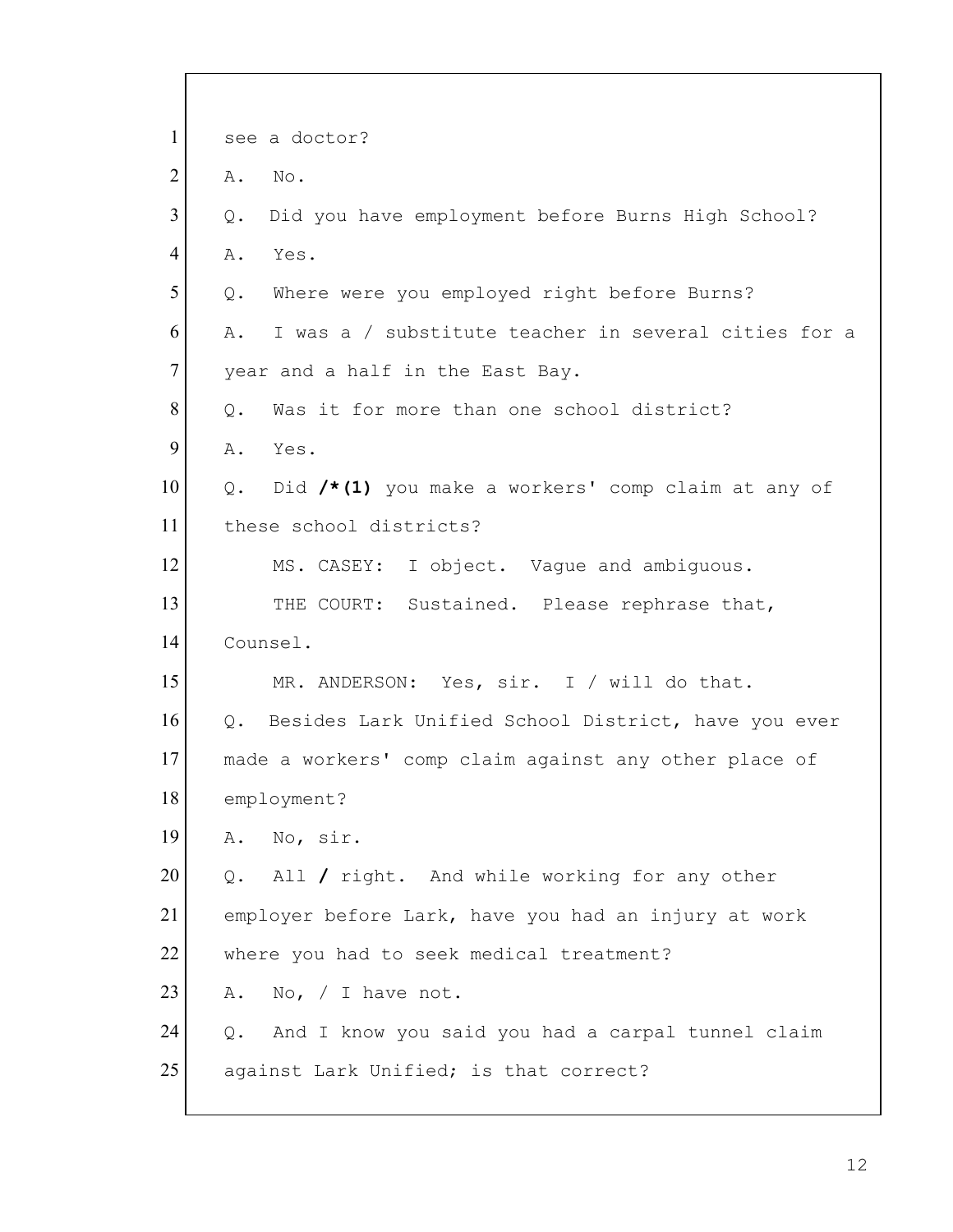1 see a doctor?

2 A. No.

3 Q. Did you have employment before Burns High School?

4 A. Yes.

5 Q. Where were you employed right before Burns?

6 A. I was a / substitute teacher in several cities for a

7 year and a half in the East Bay.

8 Q. Was it for more than one school district?

9 A. Yes.

10 Q. Did **/*(1)** you make a workers' comp claim at any of

11 these school districts?

12 MS. CASEY: I object. Vague and ambiguous.

13 THE COURT: Sustained. Please rephrase that,

14 Counsel.

15 MR. ANDERSON: Yes, sir. I / will do that.

16 Q. Besides Lark Unified School District, have you ever

17 made a workers' comp claim against any other place of

18 employment?

19 A. No, sir.

20 Q. All **/** right. And while working for any other

21 employer before Lark, have you had an injury at work

22 where you had to seek medical treatment?

23 A. No, / I have not.

24 Q. And I know you said you had a carpal tunnel claim

25 against Lark Unified; is that correct?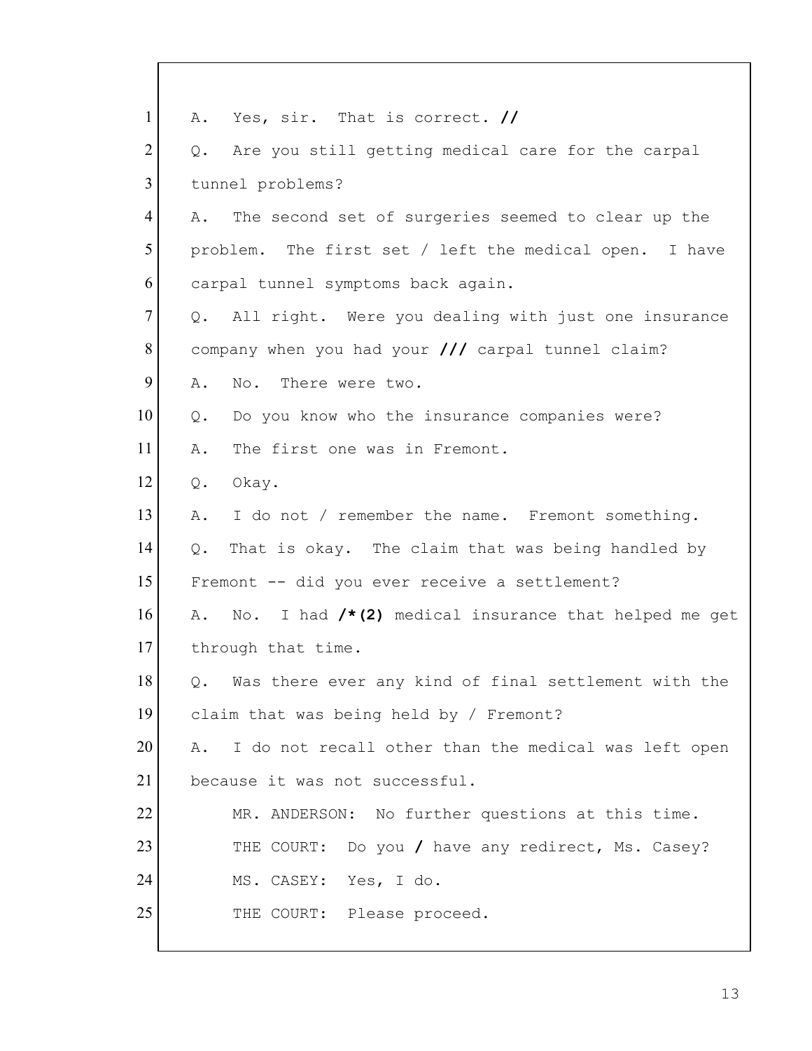1 A. Yes, sir. That is correct. **//**

2 Q. Are you still getting medical care for the carpal

3 tunnel problems?

4 A. The second set of surgeries seemed to clear up the

5 problem. The first set / left the medical open. I have

6 carpal tunnel symptoms back again.

7 Q. All right. Were you dealing with just one insurance

8 company when you had your **///** carpal tunnel claim?

9 A. No. There were two.

10 Q. Do you know who the insurance companies were?

11 A. The first one was in Fremont.

12 Q. Okay.

13 A. I do not / remember the name. Fremont something.

14 Q. That is okay. The claim that was being handled by

15 Fremont -- did you ever receive a settlement?

16 A. No. I had **/*(2)** medical insurance that helped me get

17 through that time.

18 Q. Was there ever any kind of final settlement with the

19 claim that was being held by / Fremont?

20 A. I do not recall other than the medical was left open

21 because it was not successful.

22 MR. ANDERSON: No further questions at this time.

23 THE COURT: Do you **/** have any redirect, Ms. Casey?

24 MS. CASEY: Yes, I do.

25 THE COURT: Please proceed.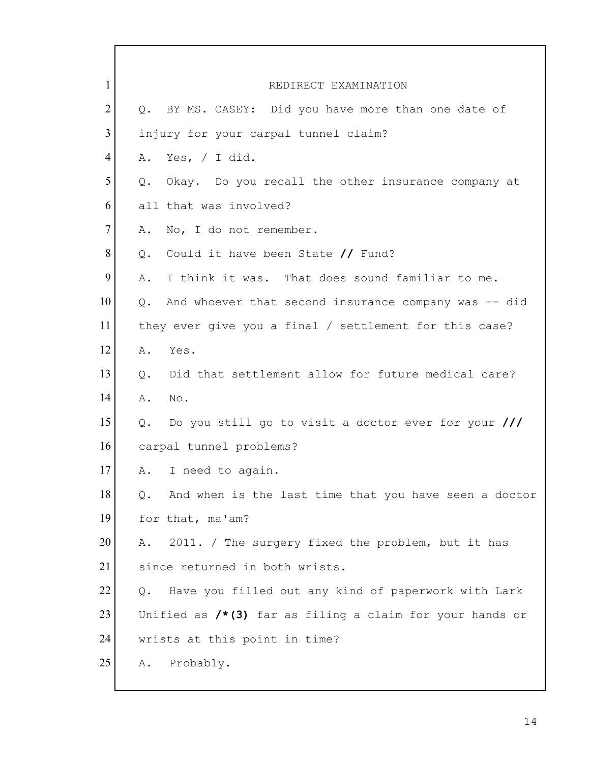REDIRECT EXAMINATION

Q. BY MS. CASEY: Did you have more than one date of injury for your carpal tunnel claim?

A. Yes, / I did.

Q. Okay. Do you recall the other insurance company at all that was involved?

A. No, I do not remember.

Q. Could it have been State **//** Fund?

A. I think it was. That does sound familiar to me.

Q. And whoever that second insurance company was -- did they ever give you a final / settlement for this case?

A. Yes.

Q. Did that settlement allow for future medical care?

A. No.

Q. Do you still go to visit a doctor ever for your **///** carpal tunnel problems?

A. I need to again.

Q. And when is the last time that you have seen a doctor for that, ma'am?

A. 2011. / The surgery fixed the problem, but it has since returned in both wrists.

Q. Have you filled out any kind of paperwork with Lark Unified as **/*(3)** far as filing a claim for your hands or wrists at this point in time?

A. Probably.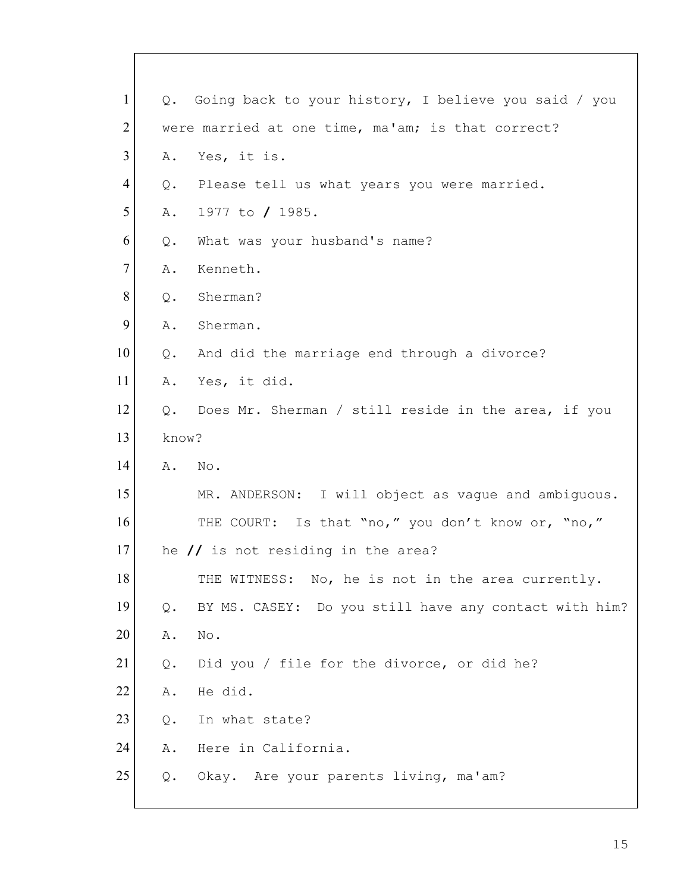1 Q. Going back to your history, I believe you said / you

2 were married at one time, ma'am; is that correct?

3 A. Yes, it is.

4 Q. Please tell us what years you were married.

5 A. 1977 to / 1985.

6 Q. What was your husband's name?

7 A. Kenneth.

8 Q. Sherman?

9 A. Sherman.

10 Q. And did the marriage end through a divorce?

11 A. Yes, it did.

12 Q. Does Mr. Sherman / still reside in the area, if you

13 know?

14 A. No.

15 MR. ANDERSON: I will object as vague and ambiguous.

16 THE COURT: Is that "no," you don't know or, "no,"

17 he // is not residing in the area?

18 THE WITNESS: No, he is not in the area currently.

19 Q. BY MS. CASEY: Do you still have any contact with him?

20 A. No.

21 Q. Did you / file for the divorce, or did he?

22 A. He did.

23 Q. In what state?

24 A. Here in California.

25 Q. Okay. Are your parents living, ma'am?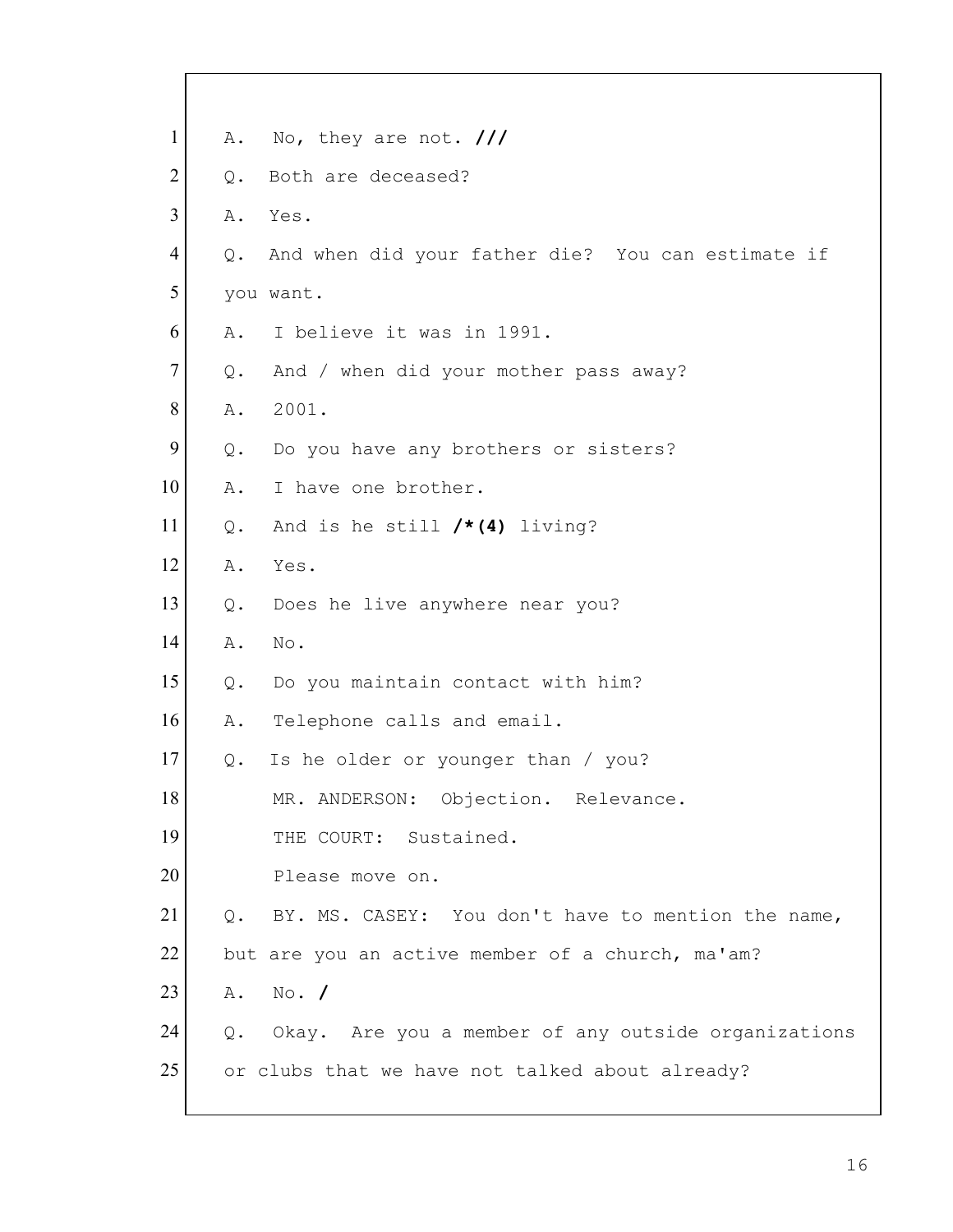1 A. No, they are not. **///**

2 Q. Both are deceased?

3 A. Yes.

4 Q. And when did your father die? You can estimate if

5 you want.

6 A. I believe it was in 1991.

7 Q. And / when did your mother pass away?

8 A. 2001.

9 Q. Do you have any brothers or sisters?

10 A. I have one brother.

11 Q. And is he still **/*(4)** living?

12 A. Yes.

13 Q. Does he live anywhere near you?

14 A. No.

15 Q. Do you maintain contact with him?

16 A. Telephone calls and email.

17 Q. Is he older or younger than / you?

18 MR. ANDERSON: Objection. Relevance.

19 THE COURT: Sustained.

20 Please move on.

21 Q. BY. MS. CASEY: You don't have to mention the name,

22 but are you an active member of a church, ma'am?

23 A. No. **/**

24 Q. Okay. Are you a member of any outside organizations

25 or clubs that we have not talked about already?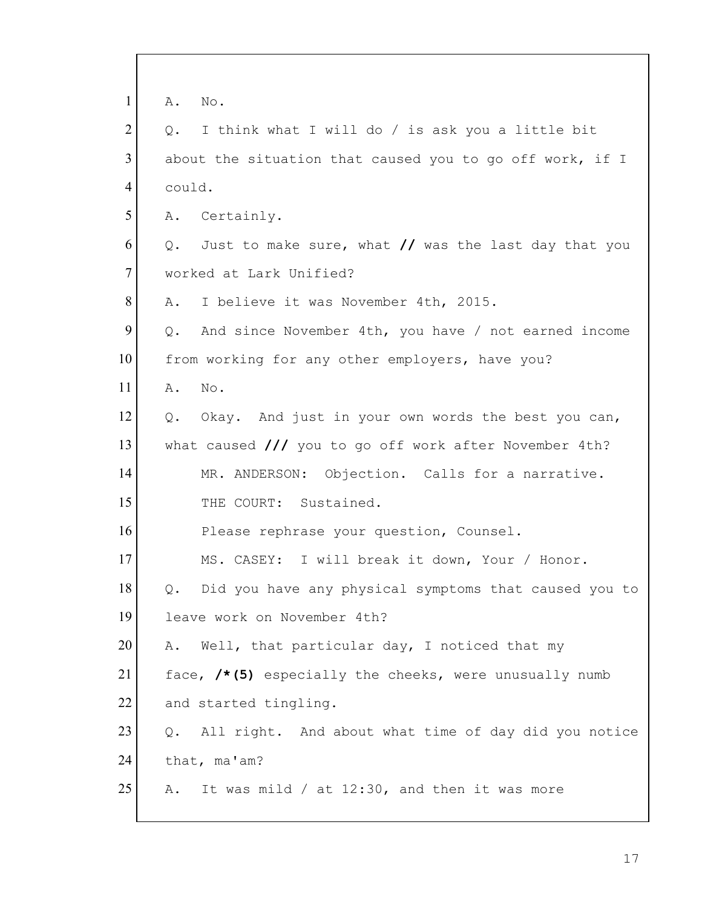1 A. No.

2 Q. I think what I will do / is ask you a little bit

3 about the situation that caused you to go off work, if I

4 could.

5 A. Certainly.

6 Q. Just to make sure, what **//** was the last day that you

7 worked at Lark Unified?

8 A. I believe it was November 4th, 2015.

9 Q. And since November 4th, you have / not earned income

10 from working for any other employers, have you?

11 A. No.

12 Q. Okay. And just in your own words the best you can,

13 what caused **///** you to go off work after November 4th?

14 MR. ANDERSON: Objection. Calls for a narrative.

15 THE COURT: Sustained.

16 Please rephrase your question, Counsel.

17 MS. CASEY: I will break it down, Your / Honor.

18 Q. Did you have any physical symptoms that caused you to

19 leave work on November 4th?

20 A. Well, that particular day, I noticed that my

21 face, **/*(5)** especially the cheeks, were unusually numb

22 and started tingling.

23 Q. All right. And about what time of day did you notice

24 that, ma'am?

25 A. It was mild / at 12:30, and then it was more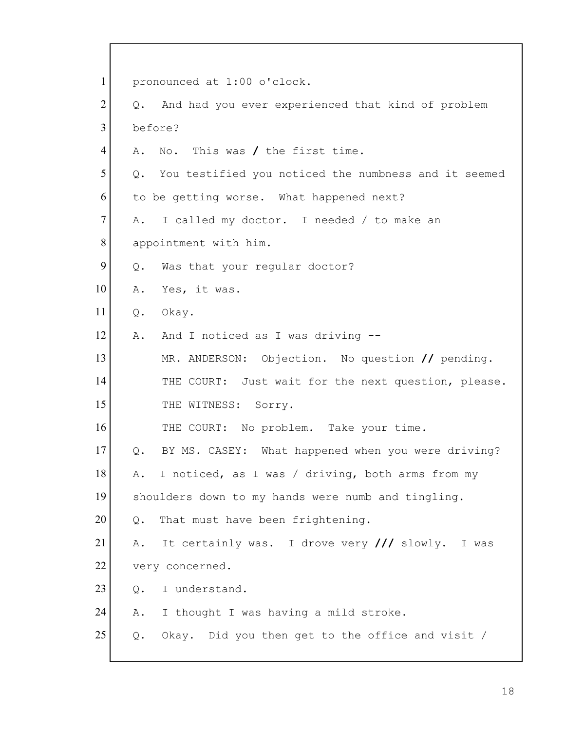1 pronounced at 1:00 o'clock.

2 Q. And had you ever experienced that kind of problem

3 before?

4 A. No. This was **/** the first time.

5 Q. You testified you noticed the numbness and it seemed

6 to be getting worse. What happened next?

7 A. I called my doctor. I needed / to make an

8 appointment with him.

9 Q. Was that your regular doctor?

10 A. Yes, it was.

11 Q. Okay.

12 A. And I noticed as I was driving --

13 MR. ANDERSON: Objection. No question **//** pending.

14 THE COURT: Just wait for the next question, please.

15 THE WITNESS: Sorry.

16 THE COURT: No problem. Take your time.

17 Q. BY MS. CASEY: What happened when you were driving?

18 A. I noticed, as I was / driving, both arms from my

19 shoulders down to my hands were numb and tingling.

20 Q. That must have been frightening.

21 A. It certainly was. I drove very **///** slowly. I was

22 very concerned.

23 Q. I understand.

24 A. I thought I was having a mild stroke.

25 Q. Okay. Did you then get to the office and visit /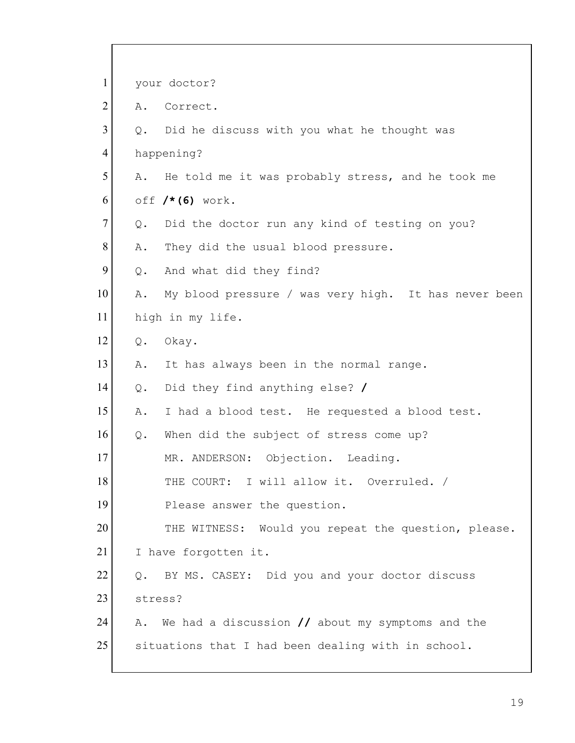1 your doctor?

2 A. Correct.

3 Q. Did he discuss with you what he thought was

4 happening?

5 A. He told me it was probably stress, and he took me

6 off **/*(6)** work.

7 Q. Did the doctor run any kind of testing on you?

8 A. They did the usual blood pressure.

9 Q. And what did they find?

10 A. My blood pressure / was very high. It has never been

11 high in my life.

12 Q. Okay.

13 A. It has always been in the normal range.

14 Q. Did they find anything else? **/**

15 A. I had a blood test. He requested a blood test.

16 Q. When did the subject of stress come up?

17 MR. ANDERSON: Objection. Leading.

18 THE COURT: I will allow it. Overruled. /

19 Please answer the question.

20 THE WITNESS: Would you repeat the question, please.

21 I have forgotten it.

22 Q. BY MS. CASEY: Did you and your doctor discuss

23 stress?

24 A. We had a discussion **//** about my symptoms and the

25 situations that I had been dealing with in school.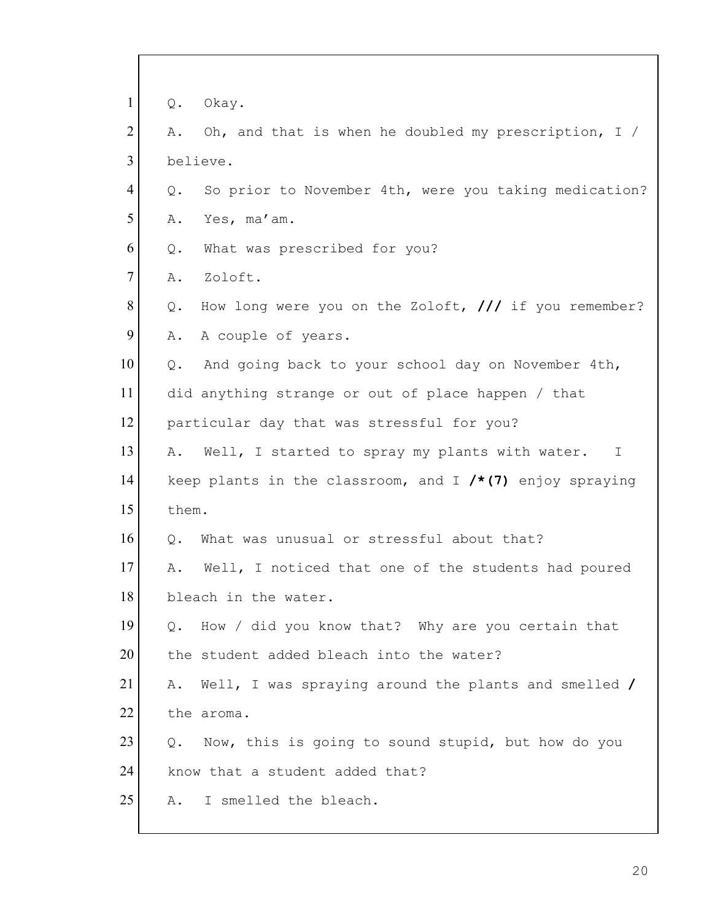1 Q. Okay.

2 A. Oh, and that is when he doubled my prescription, I /

3 believe.

4 Q. So prior to November 4th, were you taking medication?

5 A. Yes, ma'am.

6 Q. What was prescribed for you?

7 A. Zoloft.

8 Q. How long were you on the Zoloft, **///** if you remember?

9 A. A couple of years.

10 Q. And going back to your school day on November 4th,

11 did anything strange or out of place happen / that

12 particular day that was stressful for you?

13 A. Well, I started to spray my plants with water. I

14 keep plants in the classroom, and I **/*(7)** enjoy spraying

15 them.

16 Q. What was unusual or stressful about that?

17 A. Well, I noticed that one of the students had poured

18 bleach in the water.

19 Q. How / did you know that? Why are you certain that

20 the student added bleach into the water?

21 A. Well, I was spraying around the plants and smelled **/**

22 the aroma.

23 Q. Now, this is going to sound stupid, but how do you

24 know that a student added that?

25 A. I smelled the bleach.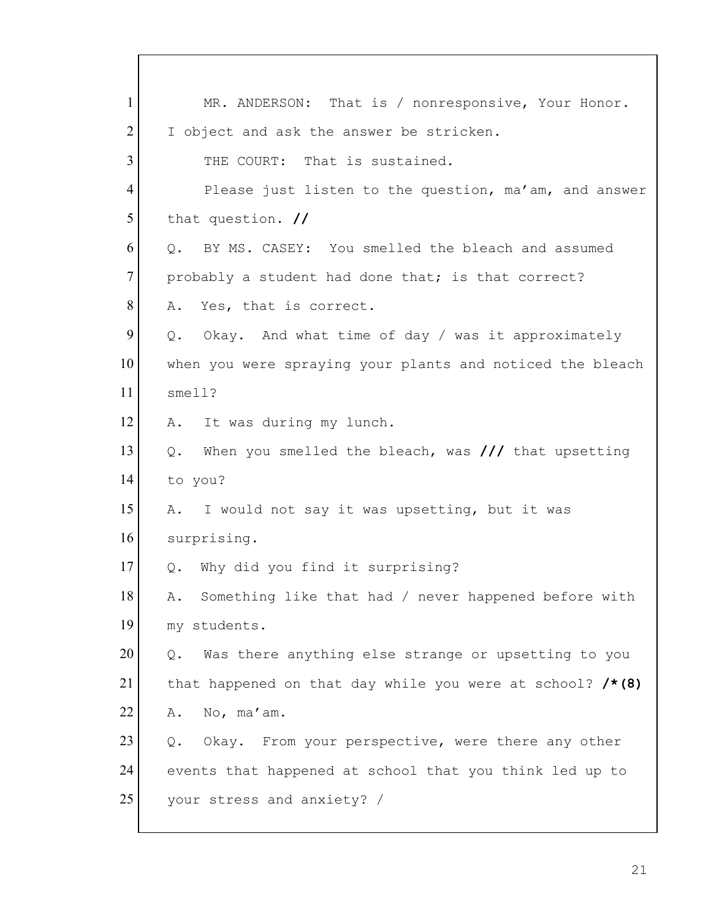1 MR. ANDERSON: That is / nonresponsive, Your Honor.
2 I object and ask the answer be stricken.
3 THE COURT: That is sustained.
4 Please just listen to the question, ma'am, and answer
5 that question. **//**
6 Q. BY MS. CASEY: You smelled the bleach and assumed
7 probably a student had done that; is that correct?
8 A. Yes, that is correct.
9 Q. Okay. And what time of day / was it approximately
10 when you were spraying your plants and noticed the bleach
11 smell?
12 A. It was during my lunch.
13 Q. When you smelled the bleach, was **///** that upsetting
14 to you?
15 A. I would not say it was upsetting, but it was
16 surprising.
17 Q. Why did you find it surprising?
18 A. Something like that had / never happened before with
19 my students.
20 Q. Was there anything else strange or upsetting to you
21 that happened on that day while you were at school? **/*(8)**
22 A. No, ma'am.
23 Q. Okay. From your perspective, were there any other
24 events that happened at school that you think led up to
25 your stress and anxiety? /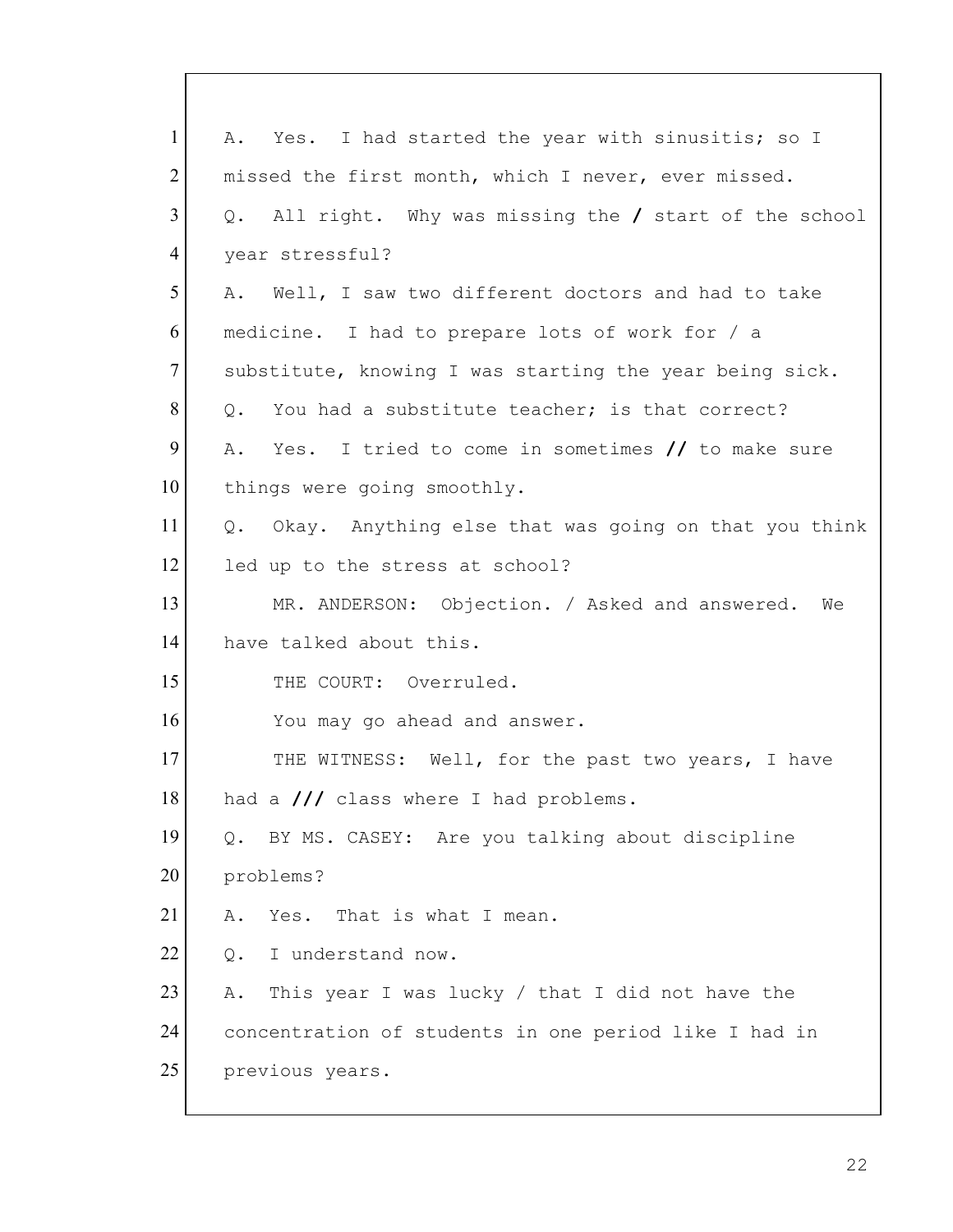1 A. Yes. I had started the year with sinusitis; so I
2 missed the first month, which I never, ever missed.
3 Q. All right. Why was missing the **/** start of the school
4 year stressful?
5 A. Well, I saw two different doctors and had to take
6 medicine. I had to prepare lots of work for / a
7 substitute, knowing I was starting the year being sick.
8 Q. You had a substitute teacher; is that correct?
9 A. Yes. I tried to come in sometimes **//** to make sure
10 things were going smoothly.
11 Q. Okay. Anything else that was going on that you think
12 led up to the stress at school?
13 MR. ANDERSON: Objection. / Asked and answered. We
14 have talked about this.
15 THE COURT: Overruled.
16 You may go ahead and answer.
17 THE WITNESS: Well, for the past two years, I have
18 had a **///** class where I had problems.
19 Q. BY MS. CASEY: Are you talking about discipline
20 problems?
21 A. Yes. That is what I mean.
22 Q. I understand now.
23 A. This year I was lucky / that I did not have the
24 concentration of students in one period like I had in
25 previous years.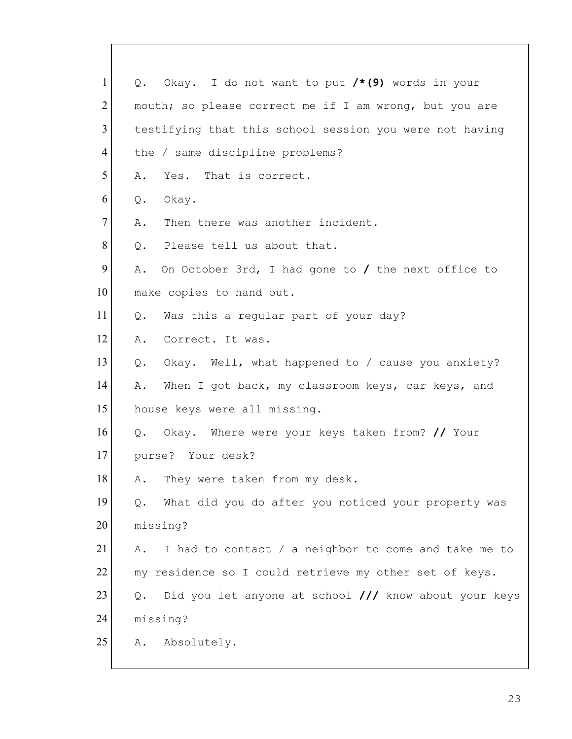1 Q. Okay. I do not want to put **/*(9)** words in your
2 mouth; so please correct me if I am wrong, but you are
3 testifying that this school session you were not having
4 the / same discipline problems?
5 A. Yes. That is correct.
6 Q. Okay.
7 A. Then there was another incident.
8 Q. Please tell us about that.
9 A. On October 3rd, I had gone to **/** the next office to
10 make copies to hand out.
11 Q. Was this a regular part of your day?
12 A. Correct. It was.
13 Q. Okay. Well, what happened to / cause you anxiety?
14 A. When I got back, my classroom keys, car keys, and
15 house keys were all missing.
16 Q. Okay. Where were your keys taken from? **//** Your
17 purse? Your desk?
18 A. They were taken from my desk.
19 Q. What did you do after you noticed your property was
20 missing?
21 A. I had to contact / a neighbor to come and take me to
22 my residence so I could retrieve my other set of keys.
23 Q. Did you let anyone at school **///** know about your keys
24 missing?
25 A. Absolutely.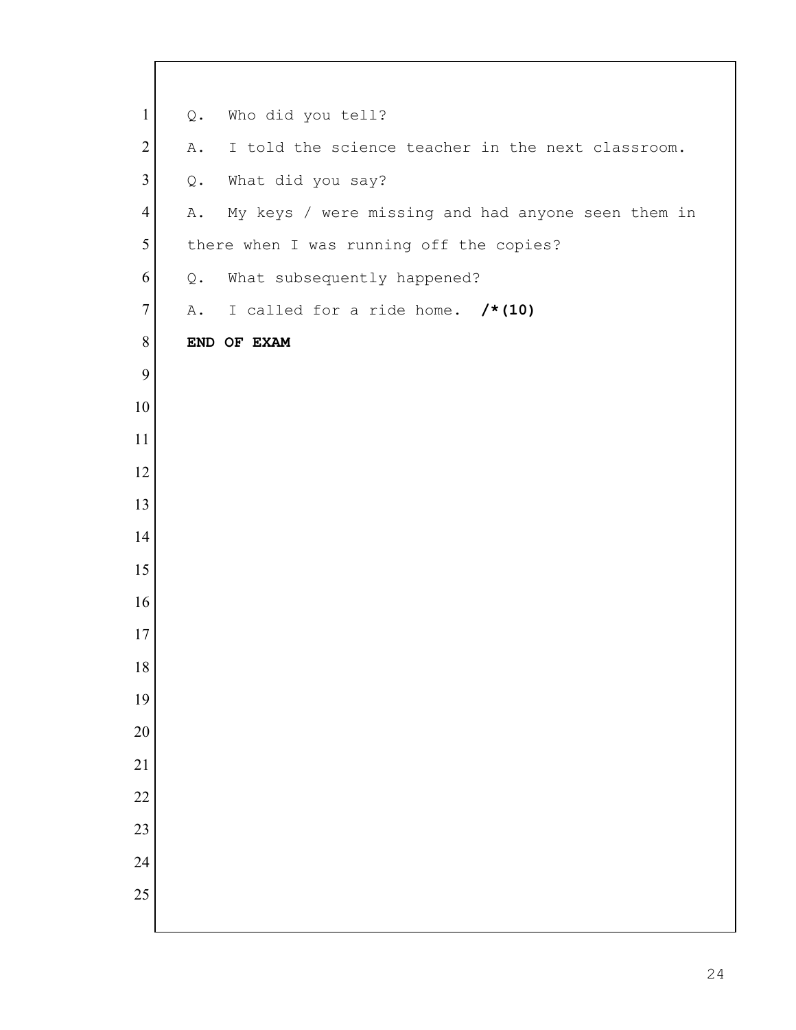Q. Who did you tell?

A. I told the science teacher in the next classroom.

Q. What did you say?

A. My keys / were missing and had anyone seen them in there when I was running off the copies?

Q. What subsequently happened?

A. I called for a ride home. **/*(10)**

**END OF EXAM**